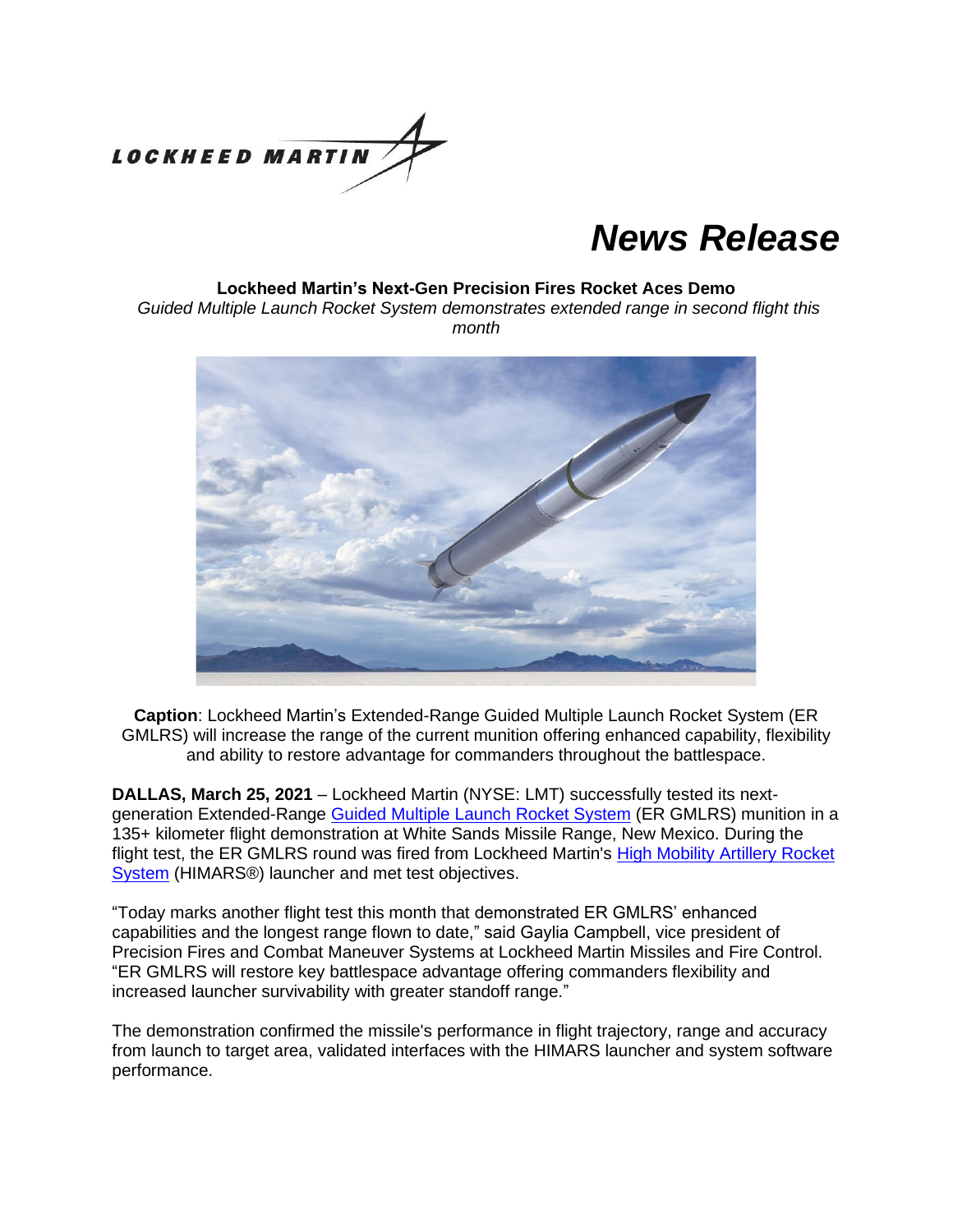# News Release

**Lockheed Martin's Next-Gen Precision Fires Rocket Aces Demo**

*Guided Multiple Launch Rocket System demonstrates extended range in second flight this month*

**Caption**: Lockheed Martin's Extended-Range Guided Multiple Launch Rocket System (ER GMLRS) will increase the range of the current munition offering enhanced capability, flexibility and ability to restore advantage for commanders throughout the battlespace.

**DALLAS, March 25, 2021** – Lockheed Martin (NYSE: LMT) successfully tested its next-generation Extended-Range Guided Multiple Launch Rocket System (ER GMLRS) munition in a 135+ kilometer flight demonstration at White Sands Missile Range, New Mexico. During the flight test, the ER GMLRS round was fired from Lockheed Martin's High Mobility Artillery Rocket System (HIMARS®) launcher and met test objectives.

"Today marks another flight test this month that demonstrated ER GMLRS' enhanced capabilities and the longest range flown to date," said Gaylia Campbell, vice president of Precision Fires and Combat Maneuver Systems at Lockheed Martin Missiles and Fire Control. "ER GMLRS will restore key battlespace advantage offering commanders flexibility and increased launcher survivability with greater standoff range."

The demonstration confirmed the missile's performance in flight trajectory, range and accuracy from launch to target area, validated interfaces with the HIMARS launcher and system software performance.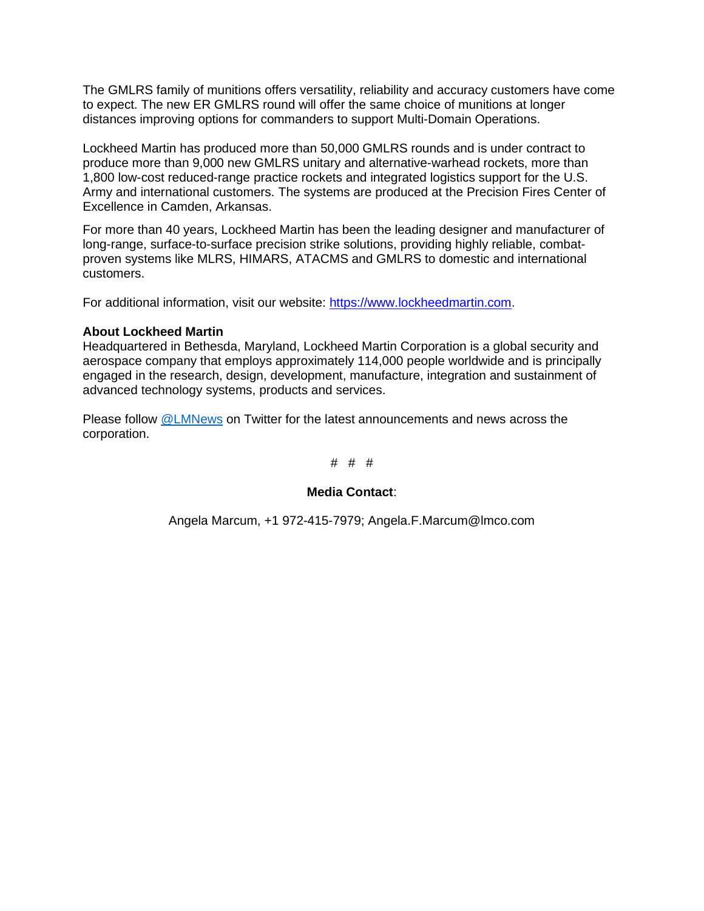The GMLRS family of munitions offers versatility, reliability and accuracy customers have come to expect. The new ER GMLRS round will offer the same choice of munitions at longer distances improving options for commanders to support Multi-Domain Operations.

Lockheed Martin has produced more than 50,000 GMLRS rounds and is under contract to produce more than 9,000 new GMLRS unitary and alternative-warhead rockets, more than 1,800 low-cost reduced-range practice rockets and integrated logistics support for the U.S. Army and international customers. The systems are produced at the Precision Fires Center of Excellence in Camden, Arkansas.

For more than 40 years, Lockheed Martin has been the leading designer and manufacturer of long-range, surface-to-surface precision strike solutions, providing highly reliable, combat-proven systems like MLRS, HIMARS, ATACMS and GMLRS to domestic and international customers.

For additional information, visit our website: [https://www.lockheedmartin.com](https://www.lockheedmartin.com).

**About Lockheed Martin**
Headquartered in Bethesda, Maryland, Lockheed Martin Corporation is a global security and aerospace company that employs approximately 114,000 people worldwide and is principally engaged in the research, design, development, manufacture, integration and sustainment of advanced technology systems, products and services.

Please follow @LMNews on Twitter for the latest announcements and news across the corporation.

# # #

**Media Contact**:

Angela Marcum, +1 972-415-7979; Angela.F.Marcum@lmco.com